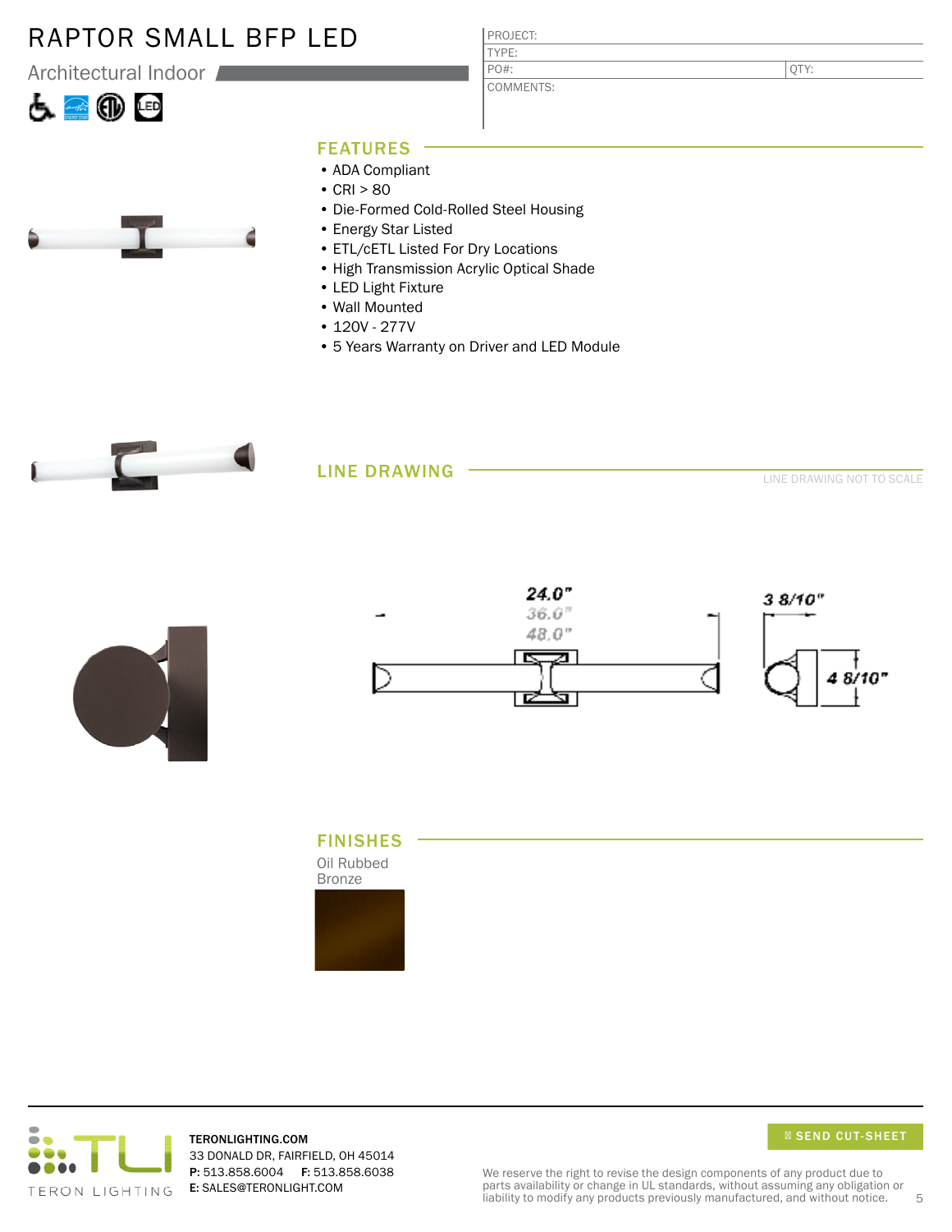# RAPTOR SMALL BFP LED

Architectural Indoor

| PROJECT: | |
|---|---|
| TYPE: | |
| PO#: | QTY: |
| COMMENTS: | |

## FEATURES

- ADA Compliant
- CRI > 80
- Die-Formed Cold-Rolled Steel Housing
- Energy Star Listed
- ETL/cETL Listed For Dry Locations
- High Transmission Acrylic Optical Shade
- LED Light Fixture
- Wall Mounted
- 120V - 277V
- 5 Years Warranty on Driver and LED Module

## LINE DRAWING

LINE DRAWING NOT TO SCALE

24.0"
36.0"
48.0"

3 8/10"

4 8/10"

## FINISHES

Oil Rubbed Bronze

SEND CUT-SHEET

TERON LIGHTING

**TERONLIGHTING.COM**
33 DONALD DR, FAIRFIELD, OH 45014
**P:** 513.858.6004 **F:** 513.858.6038
**E:** SALES@TERONLIGHT.COM

We reserve the right to revise the design components of any product due to parts availability or change in UL standards, without assuming any obligation or liability to modify any products previously manufactured, and without notice.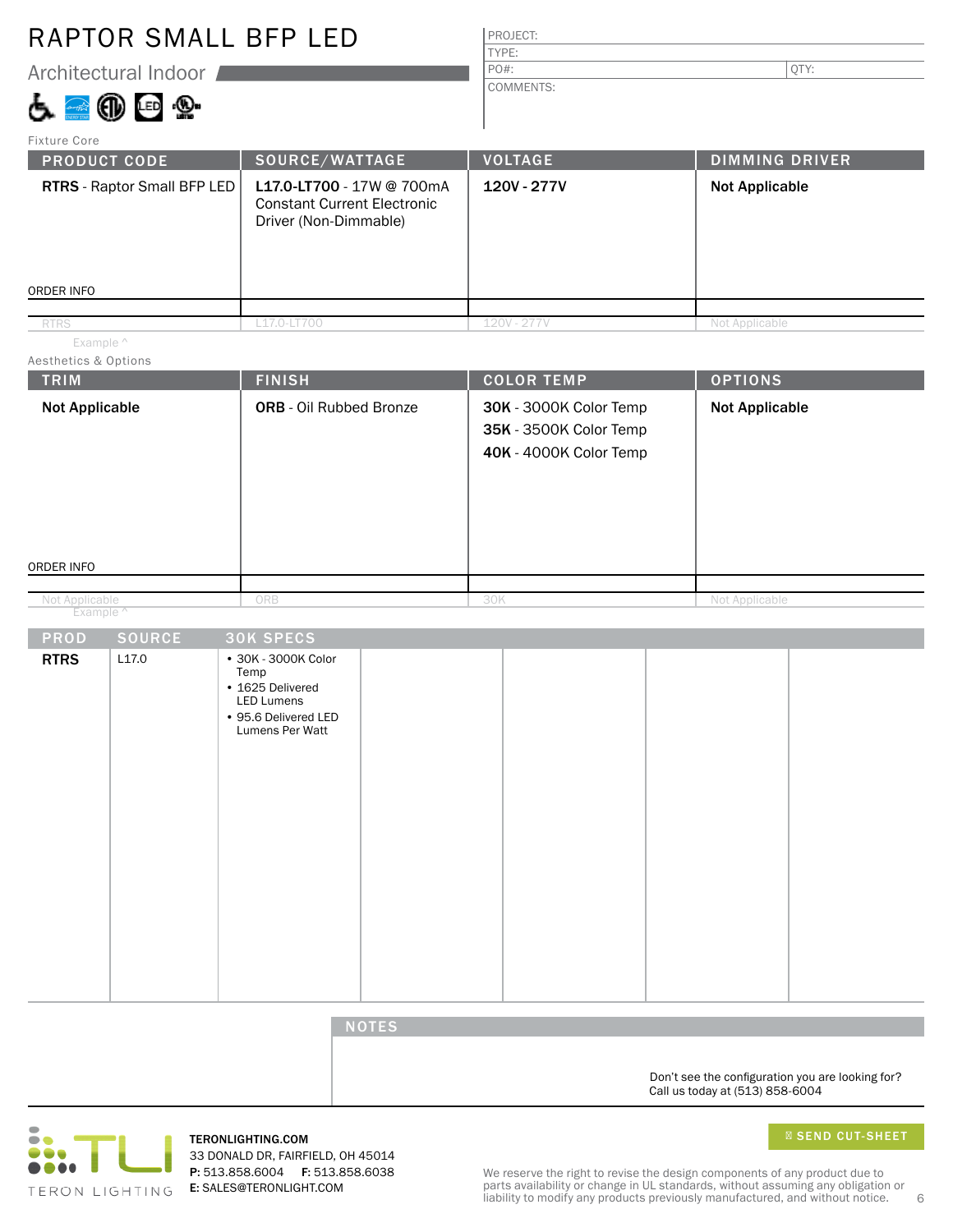# RAPTOR SMALL BFP LED

## Architectural Indoor

| PROJECT: | |
|---|---|
| TYPE: | |
| PO#: | QTY: |
| COMMENTS: | |

### Fixture Core

| PRODUCT CODE | SOURCE/WATTAGE | VOLTAGE | DIMMING DRIVER |
|---|---|---|---|
| **RTRS** - Raptor Small BFP LED | **L17.0-LT700** - 17W @ 700mA Constant Current Electronic Driver (Non-Dimmable) | **120V - 277V** | **Not Applicable** |

ORDER INFO

| | | | |
|---|---|---|---|
| | | | |
| RTRS | L17.0-LT700 | 120V - 277V | Not Applicable |

Example ^

### Aesthetics & Options

| TRIM | FINISH | COLOR TEMP | OPTIONS |
|---|---|---|---|
| **Not Applicable** | **ORB** - Oil Rubbed Bronze | **30K** - 3000K Color Temp<br>**35K** - 3500K Color Temp<br>**40K** - 4000K Color Temp | **Not Applicable** |

ORDER INFO

| | | | |
|---|---|---|---|
| | | | |
| Not Applicable | ORB | 30K | Not Applicable |

Example ^

| PROD | SOURCE | 30K SPECS |
|---|---|---|
| **RTRS** | L17.0 | • 30K - 3000K Color Temp<br>• 1625 Delivered LED Lumens<br>• 95.6 Delivered LED Lumens Per Watt |

### NOTES

Don't see the configuration you are looking for? Call us today at (513) 858-6004

TERON LIGHTING

**TERONLIGHTING.COM**
33 DONALD DR, FAIRFIELD, OH 45014
**P:** 513.858.6004 **F:** 513.858.6038
**E:** SALES@TERONLIGHT.COM

SEND CUT-SHEET

We reserve the right to revise the design components of any product due to parts availability or change in UL standards, without assuming any obligation or liability to modify any products previously manufactured, and without notice.